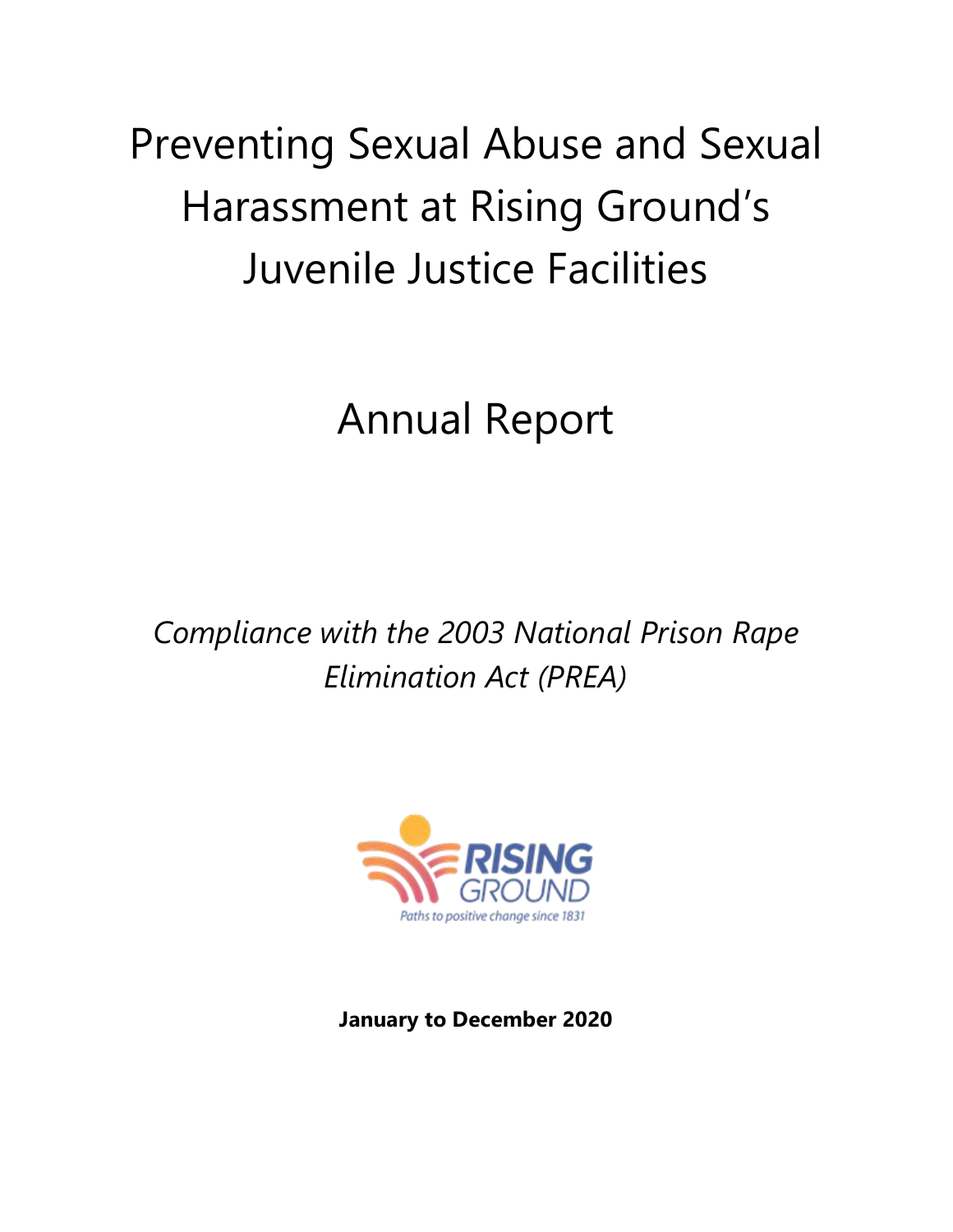# Preventing Sexual Abuse and Sexual Harassment at Rising Ground's Juvenile Justice Facilities

# Annual Report

*Compliance with the 2003 National Prison Rape Elimination Act (PREA)*

RISING GROUND

Paths to positive change since 1831

**January to December 2020**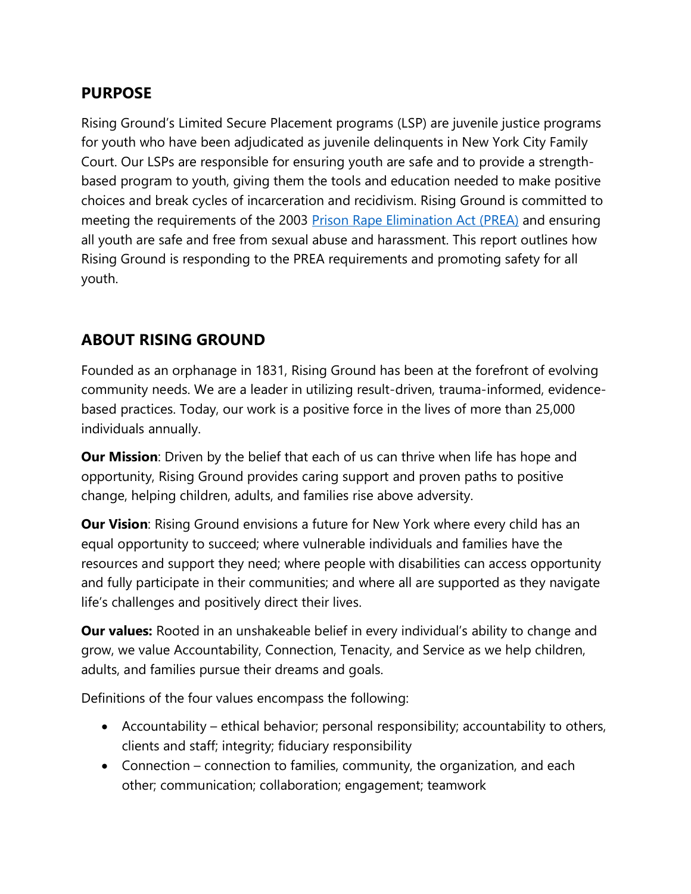## PURPOSE

Rising Ground's Limited Secure Placement programs (LSP) are juvenile justice programs for youth who have been adjudicated as juvenile delinquents in New York City Family Court. Our LSPs are responsible for ensuring youth are safe and to provide a strength-based program to youth, giving them the tools and education needed to make positive choices and break cycles of incarceration and recidivism. Rising Ground is committed to meeting the requirements of the 2003 Prison Rape Elimination Act (PREA) and ensuring all youth are safe and free from sexual abuse and harassment. This report outlines how Rising Ground is responding to the PREA requirements and promoting safety for all youth.

## ABOUT RISING GROUND

Founded as an orphanage in 1831, Rising Ground has been at the forefront of evolving community needs. We are a leader in utilizing result-driven, trauma-informed, evidence-based practices. Today, our work is a positive force in the lives of more than 25,000 individuals annually.

**Our Mission**: Driven by the belief that each of us can thrive when life has hope and opportunity, Rising Ground provides caring support and proven paths to positive change, helping children, adults, and families rise above adversity.

**Our Vision**: Rising Ground envisions a future for New York where every child has an equal opportunity to succeed; where vulnerable individuals and families have the resources and support they need; where people with disabilities can access opportunity and fully participate in their communities; and where all are supported as they navigate life's challenges and positively direct their lives.

**Our values:** Rooted in an unshakeable belief in every individual's ability to change and grow, we value Accountability, Connection, Tenacity, and Service as we help children, adults, and families pursue their dreams and goals.

Definitions of the four values encompass the following:

- Accountability – ethical behavior; personal responsibility; accountability to others, clients and staff; integrity; fiduciary responsibility
- Connection – connection to families, community, the organization, and each other; communication; collaboration; engagement; teamwork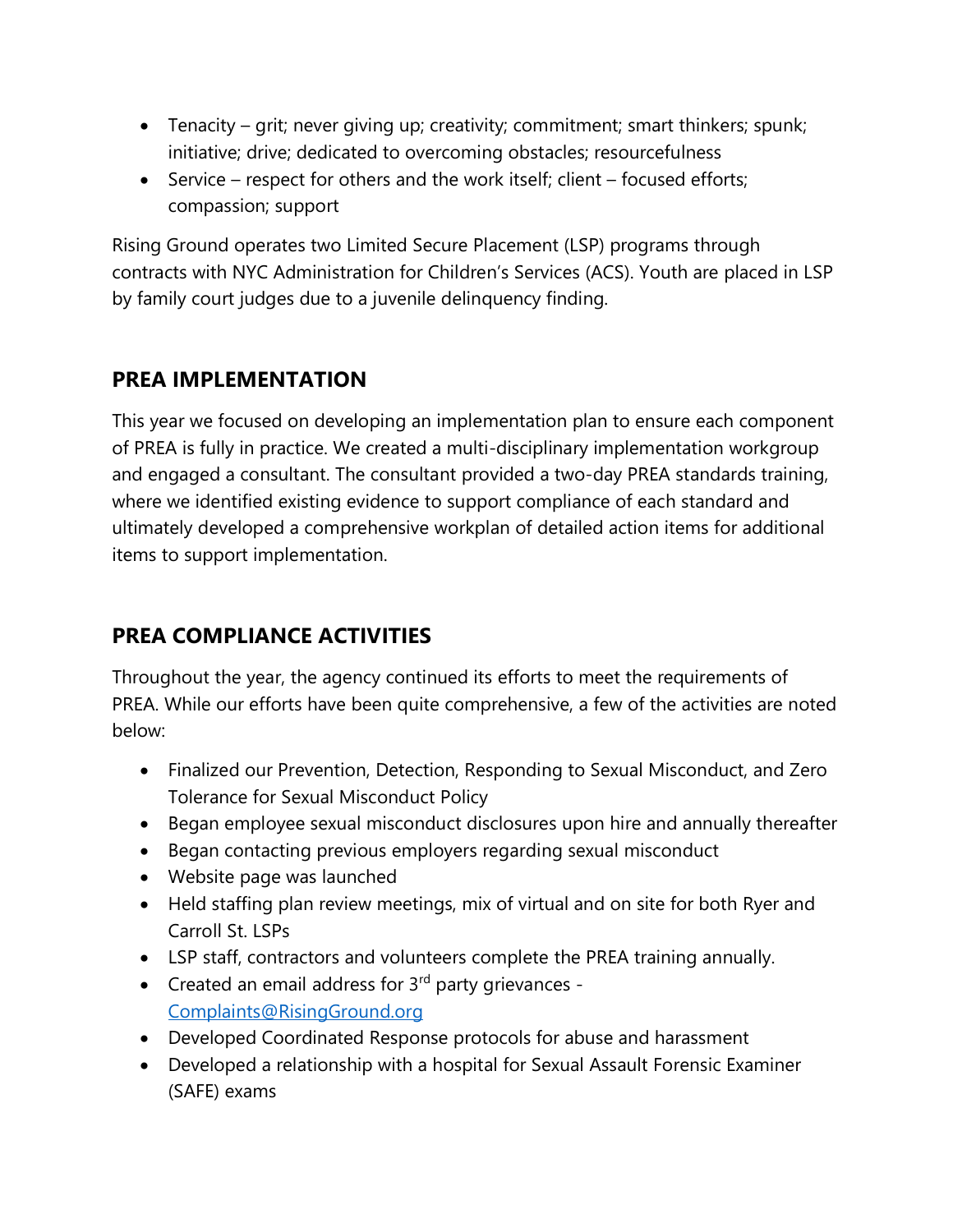- Tenacity – grit; never giving up; creativity; commitment; smart thinkers; spunk; initiative; drive; dedicated to overcoming obstacles; resourcefulness
- Service – respect for others and the work itself; client – focused efforts; compassion; support

Rising Ground operates two Limited Secure Placement (LSP) programs through contracts with NYC Administration for Children's Services (ACS). Youth are placed in LSP by family court judges due to a juvenile delinquency finding.

## PREA IMPLEMENTATION

This year we focused on developing an implementation plan to ensure each component of PREA is fully in practice. We created a multi-disciplinary implementation workgroup and engaged a consultant. The consultant provided a two-day PREA standards training, where we identified existing evidence to support compliance of each standard and ultimately developed a comprehensive workplan of detailed action items for additional items to support implementation.

## PREA COMPLIANCE ACTIVITIES

Throughout the year, the agency continued its efforts to meet the requirements of PREA. While our efforts have been quite comprehensive, a few of the activities are noted below:

- Finalized our Prevention, Detection, Responding to Sexual Misconduct, and Zero Tolerance for Sexual Misconduct Policy
- Began employee sexual misconduct disclosures upon hire and annually thereafter
- Began contacting previous employers regarding sexual misconduct
- Website page was launched
- Held staffing plan review meetings, mix of virtual and on site for both Ryer and Carroll St. LSPs
- LSP staff, contractors and volunteers complete the PREA training annually.
- Created an email address for 3rd party grievances - Complaints@RisingGround.org
- Developed Coordinated Response protocols for abuse and harassment
- Developed a relationship with a hospital for Sexual Assault Forensic Examiner (SAFE) exams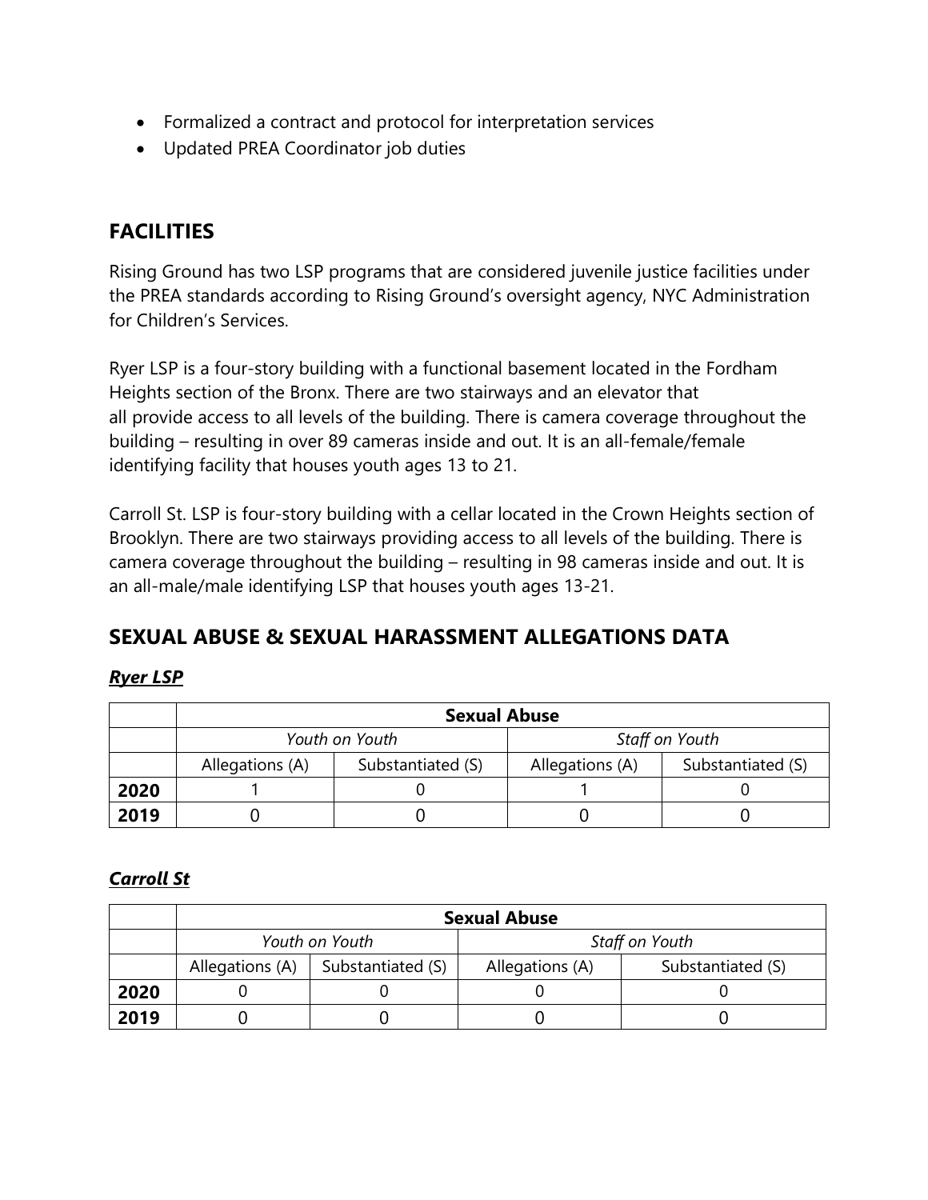- Formalized a contract and protocol for interpretation services
- Updated PREA Coordinator job duties

## FACILITIES

Rising Ground has two LSP programs that are considered juvenile justice facilities under the PREA standards according to Rising Ground's oversight agency, NYC Administration for Children's Services.

Ryer LSP is a four-story building with a functional basement located in the Fordham Heights section of the Bronx. There are two stairways and an elevator that all provide access to all levels of the building. There is camera coverage throughout the building – resulting in over 89 cameras inside and out. It is an all-female/female identifying facility that houses youth ages 13 to 21.

Carroll St. LSP is four-story building with a cellar located in the Crown Heights section of Brooklyn. There are two stairways providing access to all levels of the building. There is camera coverage throughout the building – resulting in 98 cameras inside and out. It is an all-male/male identifying LSP that houses youth ages 13-21.

## SEXUAL ABUSE & SEXUAL HARASSMENT ALLEGATIONS DATA

***Ryer LSP***

| | **Sexual Abuse** | | | |
|---|---|---|---|---|
| | *Youth on Youth* | | *Staff on Youth* | |
| | Allegations (A) | Substantiated (S) | Allegations (A) | Substantiated (S) |
| **2020** | 1 | 0 | 1 | 0 |
| **2019** | 0 | 0 | 0 | 0 |

***Carroll St***

| | **Sexual Abuse** | | | |
|---|---|---|---|---|
| | *Youth on Youth* | | *Staff on Youth* | |
| | Allegations (A) | Substantiated (S) | Allegations (A) | Substantiated (S) |
| **2020** | 0 | 0 | 0 | 0 |
| **2019** | 0 | 0 | 0 | 0 |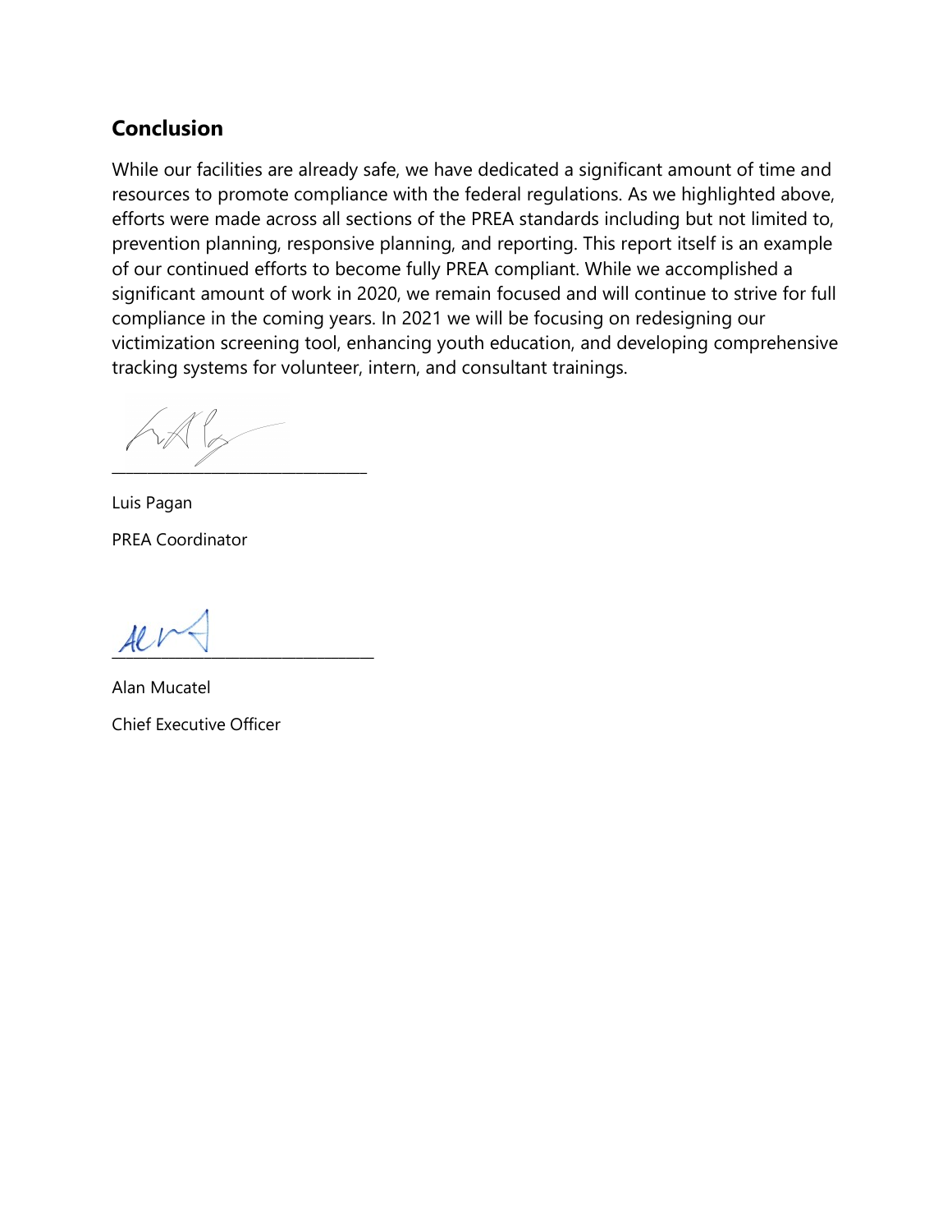## Conclusion

While our facilities are already safe, we have dedicated a significant amount of time and resources to promote compliance with the federal regulations. As we highlighted above, efforts were made across all sections of the PREA standards including but not limited to, prevention planning, responsive planning, and reporting. This report itself is an example of our continued efforts to become fully PREA compliant. While we accomplished a significant amount of work in 2020, we remain focused and will continue to strive for full compliance in the coming years. In 2021 we will be focusing on redesigning our victimization screening tool, enhancing youth education, and developing comprehensive tracking systems for volunteer, intern, and consultant trainings.

______________________________

Luis Pagan

PREA Coordinator

______________________________

Alan Mucatel

Chief Executive Officer